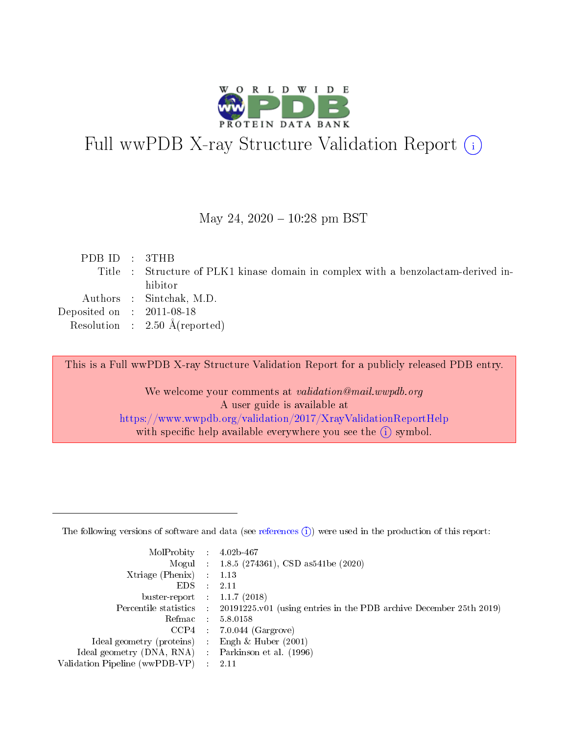# Full wwPDB X-ray Structure Validation Report (i)

May 24, 2020 – 10:28 pm BST

| | | |
|---|---|---|
| PDB ID | : | 3THB |
| Title | : | Structure of PLK1 kinase domain in complex with a benzolactam-derived inhibitor |
| Authors | : | Sintchak, M.D. |
| Deposited on | : | 2011-08-18 |
| Resolution | : | 2.50 Å(reported) |

This is a Full wwPDB X-ray Structure Validation Report for a publicly released PDB entry.

We welcome your comments at *validation@mail.wwpdb.org*
A user guide is available at
https://www.wwpdb.org/validation/2017/XrayValidationReportHelp
with specific help available everywhere you see the (i) symbol.

---

The following versions of software and data (see references (i)) were used in the production of this report:

| | | |
|---|---|---|
| MolProbity | : | 4.02b-467 |
| Mogul | : | 1.8.5 (274361), CSD as541be (2020) |
| Xtriage (Phenix) | : | 1.13 |
| EDS | : | 2.11 |
| buster-report | : | 1.1.7 (2018) |
| Percentile statistics | : | 20191225.v01 (using entries in the PDB archive December 25th 2019) |
| Refmac | : | 5.8.0158 |
| CCP4 | : | 7.0.044 (Gargrove) |
| Ideal geometry (proteins) | : | Engh & Huber (2001) |
| Ideal geometry (DNA, RNA) | : | Parkinson et al. (1996) |
| Validation Pipeline (wwPDB-VP) | : | 2.11 |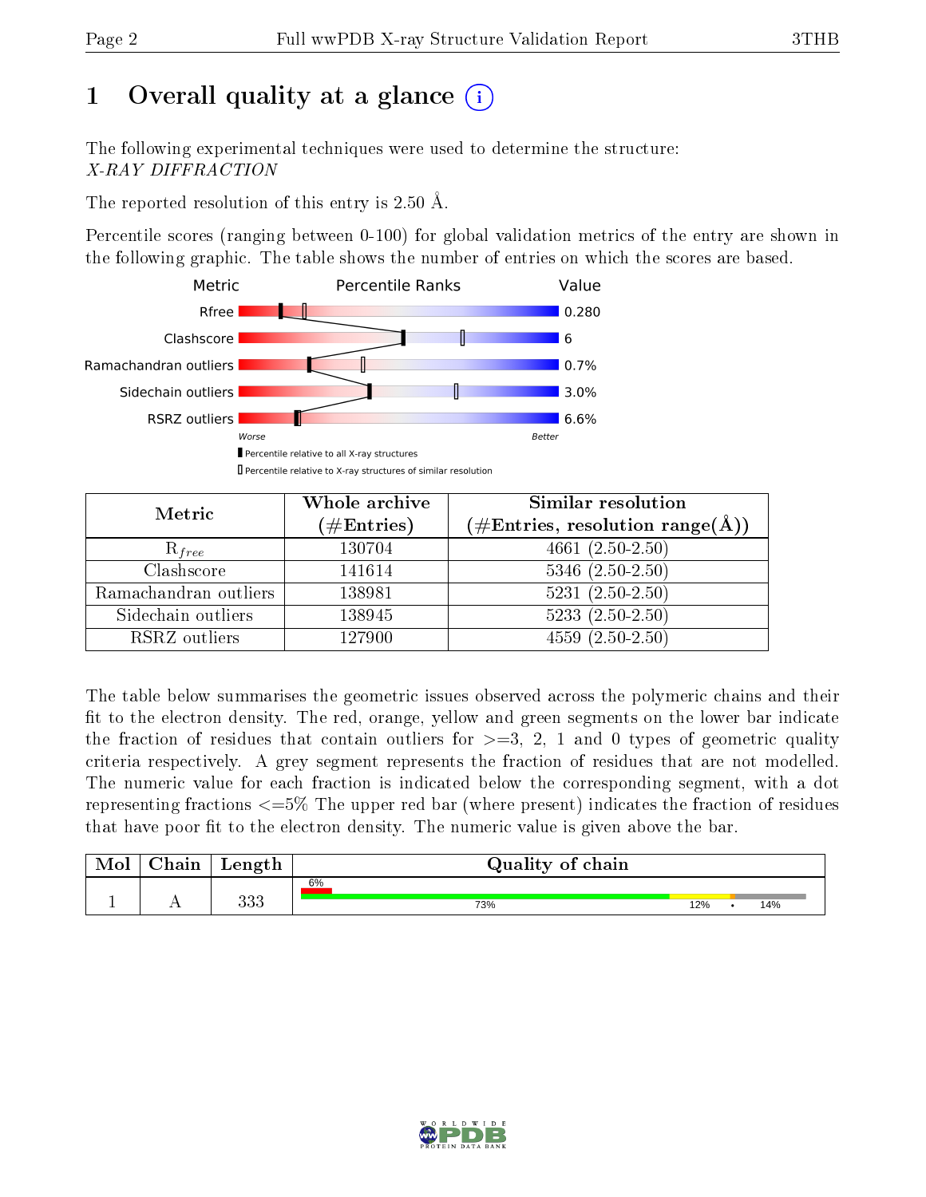# 1 Overall quality at a glance (i)

The following experimental techniques were used to determine the structure:
*X-RAY DIFFRACTION*

The reported resolution of this entry is 2.50 Å.

Percentile scores (ranging between 0-100) for global validation metrics of the entry are shown in the following graphic. The table shows the number of entries on which the scores are based.

| Metric | Value |
|---|---|
| Rfree | 0.280 |
| Clashscore | 6 |
| Ramachandran outliers | 0.7% |
| Sidechain outliers | 3.0% |
| RSRZ outliers | 6.6% |

Worse — Better

▮ Percentile relative to all X-ray structures
▯ Percentile relative to X-ray structures of similar resolution

| Metric | Whole archive (#Entries) | Similar resolution (#Entries, resolution range(Å)) |
|---|---|---|
| $R_{free}$ | 130704 | 4661 (2.50-2.50) |
| Clashscore | 141614 | 5346 (2.50-2.50) |
| Ramachandran outliers | 138981 | 5231 (2.50-2.50) |
| Sidechain outliers | 138945 | 5233 (2.50-2.50) |
| RSRZ outliers | 127900 | 4559 (2.50-2.50) |

The table below summarises the geometric issues observed across the polymeric chains and their fit to the electron density. The red, orange, yellow and green segments on the lower bar indicate the fraction of residues that contain outliers for >=3, 2, 1 and 0 types of geometric quality criteria respectively. A grey segment represents the fraction of residues that are not modelled. The numeric value for each fraction is indicated below the corresponding segment, with a dot representing fractions <=5% The upper red bar (where present) indicates the fraction of residues that have poor fit to the electron density. The numeric value is given above the bar.

| Mol | Chain | Length | Quality of chain |
|---|---|---|---|
| 1 | A | 333 | 6% (poor fit); 73% / 12% / • / 14% |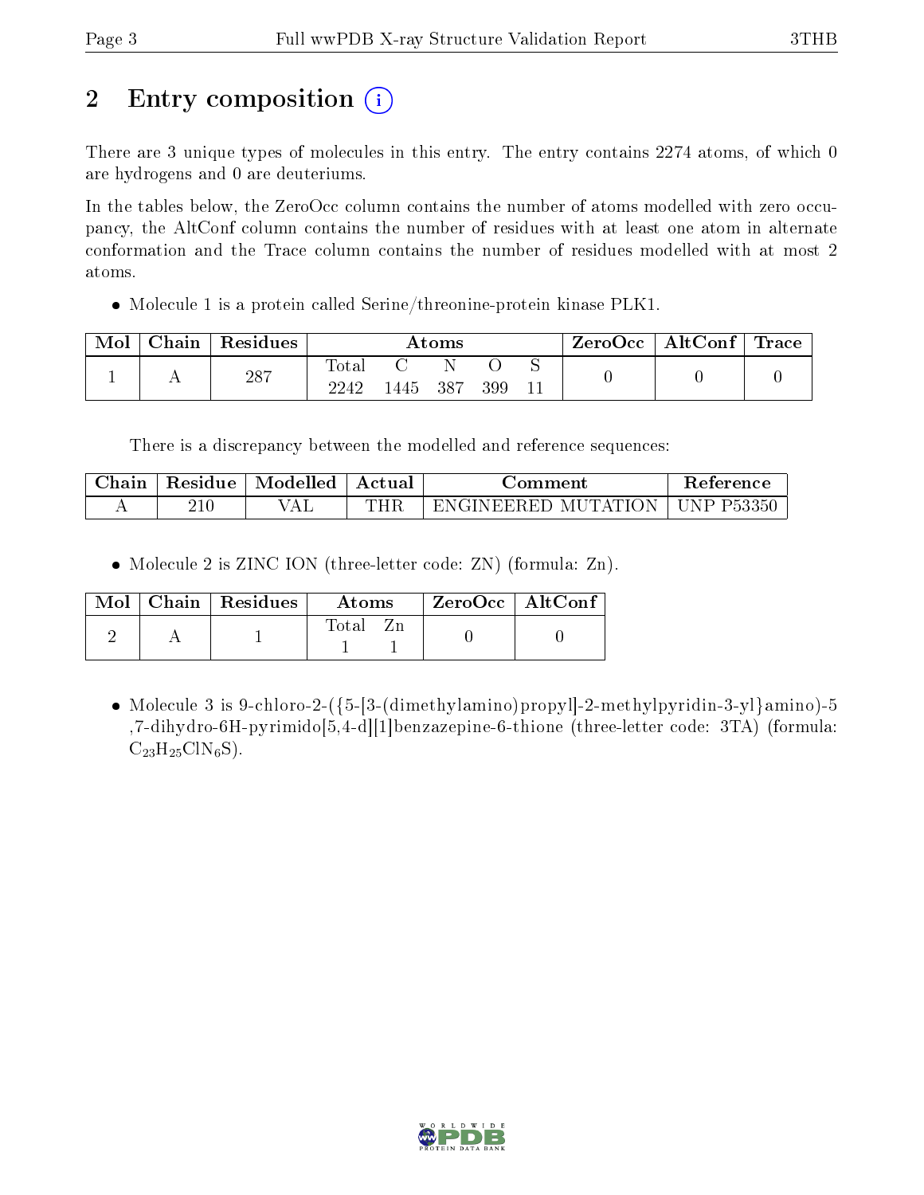## 2 Entry composition

There are 3 unique types of molecules in this entry. The entry contains 2274 atoms, of which 0 are hydrogens and 0 are deuteriums.

In the tables below, the ZeroOcc column contains the number of atoms modelled with zero occupancy, the AltConf column contains the number of residues with at least one atom in alternate conformation and the Trace column contains the number of residues modelled with at most 2 atoms.

- Molecule 1 is a protein called Serine/threonine-protein kinase PLK1.

| Mol | Chain | Residues | Atoms | | | | | ZeroOcc | AltConf | Trace |
|---|---|---|---|---|---|---|---|---|---|---|
| 1 | A | 287 | Total<br>2242 | C<br>1445 | N<br>387 | O<br>399 | S<br>11 | 0 | 0 | 0 |

There is a discrepancy between the modelled and reference sequences:

| Chain | Residue | Modelled | Actual | Comment | Reference |
|---|---|---|---|---|---|
| A | 210 | VAL | THR | ENGINEERED MUTATION | UNP P53350 |

- Molecule 2 is ZINC ION (three-letter code: ZN) (formula: Zn).

| Mol | Chain | Residues | Atoms | | ZeroOcc | AltConf |
|---|---|---|---|---|---|---|
| 2 | A | 1 | Total<br>1 | Zn<br>1 | 0 | 0 |

- Molecule 3 is 9-chloro-2-({5-[3-(dimethylamino)propyl]-2-methylpyridin-3-yl}amino)-5,7-dihydro-6H-pyrimido[5,4-d][1]benzazepine-6-thione (three-letter code: 3TA) (formula: $C_{23}H_{25}ClN_6S$).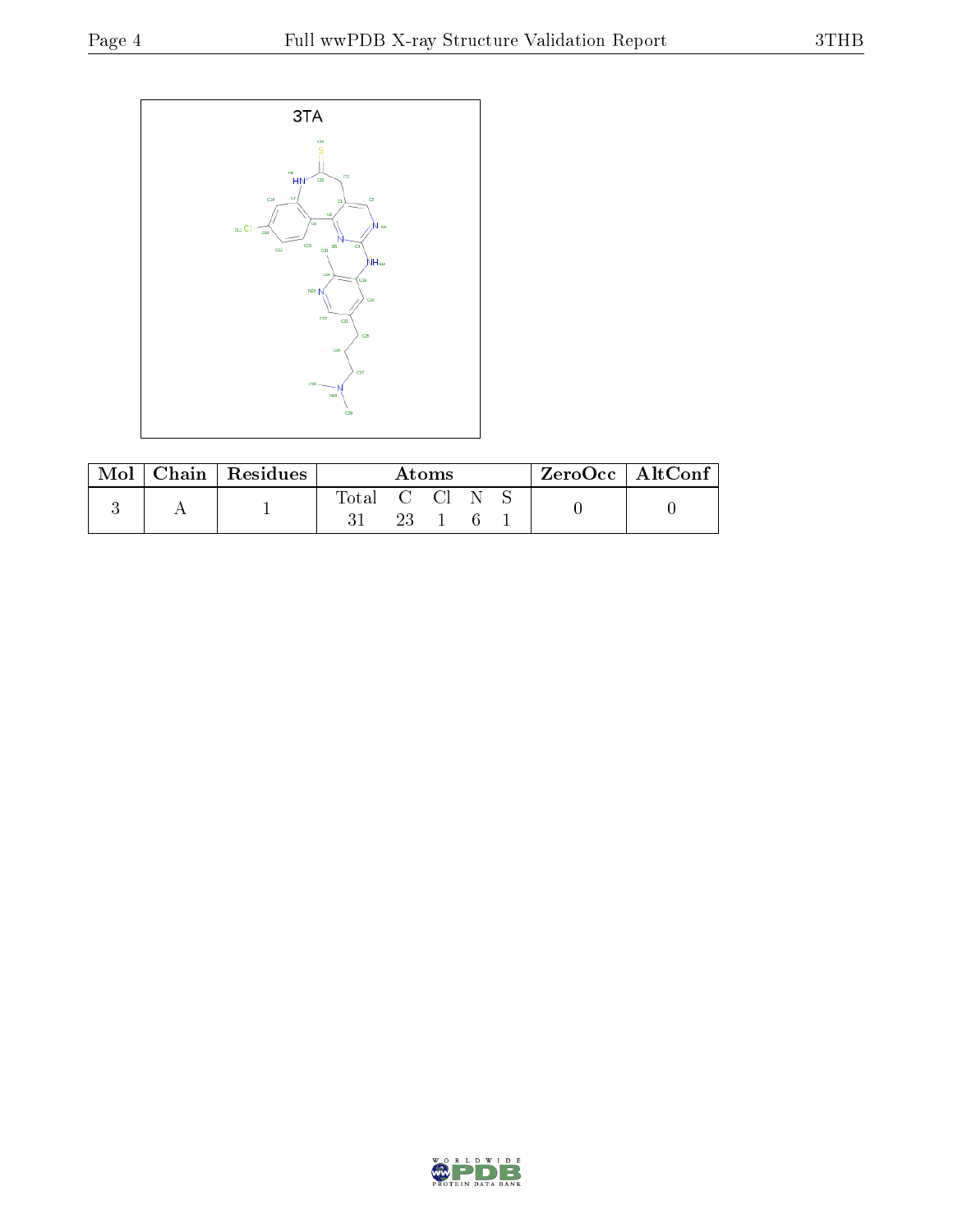3TA

| Mol | Chain | Residues | Atoms | | | | | ZeroOcc | AltConf |
|---|---|---|---|---|---|---|---|---|---|
| | | | Total | C | Cl | N | S | | |
| 3 | A | 1 | 31 | 23 | 1 | 6 | 1 | 0 | 0 |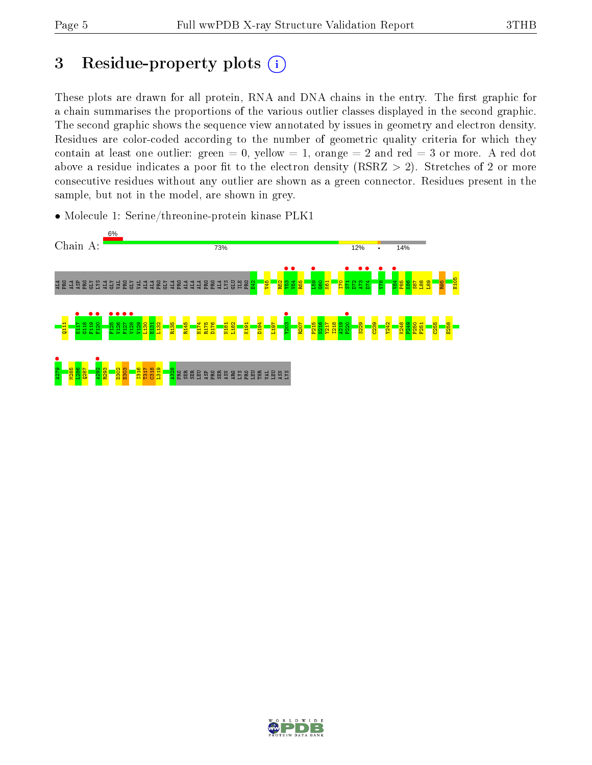# 3 Residue-property plots

These plots are drawn for all protein, RNA and DNA chains in the entry. The first graphic for a chain summarises the proportions of the various outlier classes displayed in the second graphic. The second graphic shows the sequence view annotated by issues in geometry and electron density. Residues are color-coded according to the number of geometric quality criteria for which they contain at least one outlier: green = 0, yellow = 1, orange = 2 and red = 3 or more. A red dot above a residue indicates a poor fit to the electron density (RSRZ > 2). Stretches of 2 or more consecutive residues without any outlier are shown as a green connector. Residues present in the sample, but not in the model, are shown in grey.

- Molecule 1: Serine/threonine-protein kinase PLK1

Chain A: 6% | 73% | 12% | • | 14%

ALA PRO ALA ASP PRO GLY LYS ALA GLY VAL PRO GLY VAL ALA ALA PRO GLY ALA PRO ALA ALA ALA PRO ALA LYS GLU ILE PRO E42 V45 R52 Y53 V54 R55 L59 G60 K61 I70 S71 D72 A73 D74 V78 V84 P85 K86 S87 L88 L89 R95 H105 Q111 H117 G118 F119 F120 F125 V126 F127 V128 V129 L130 E131 L132 R135 R145 H174 R175 D176 N181 L182 K191 D194 L197 Y203 R207 P215 N216 Y217 I218 A219 P220 S229 C239 Y242 K248 P249 P250 F251 C255 E258 A279 N285 L286 Q287 A292 R293 D302 E303 I316 T317 C318 L319 A328 PRO SER SER LEU ASP PRO SER ASN ARG LYS PRO LEU THR VAL LEU ASN LYS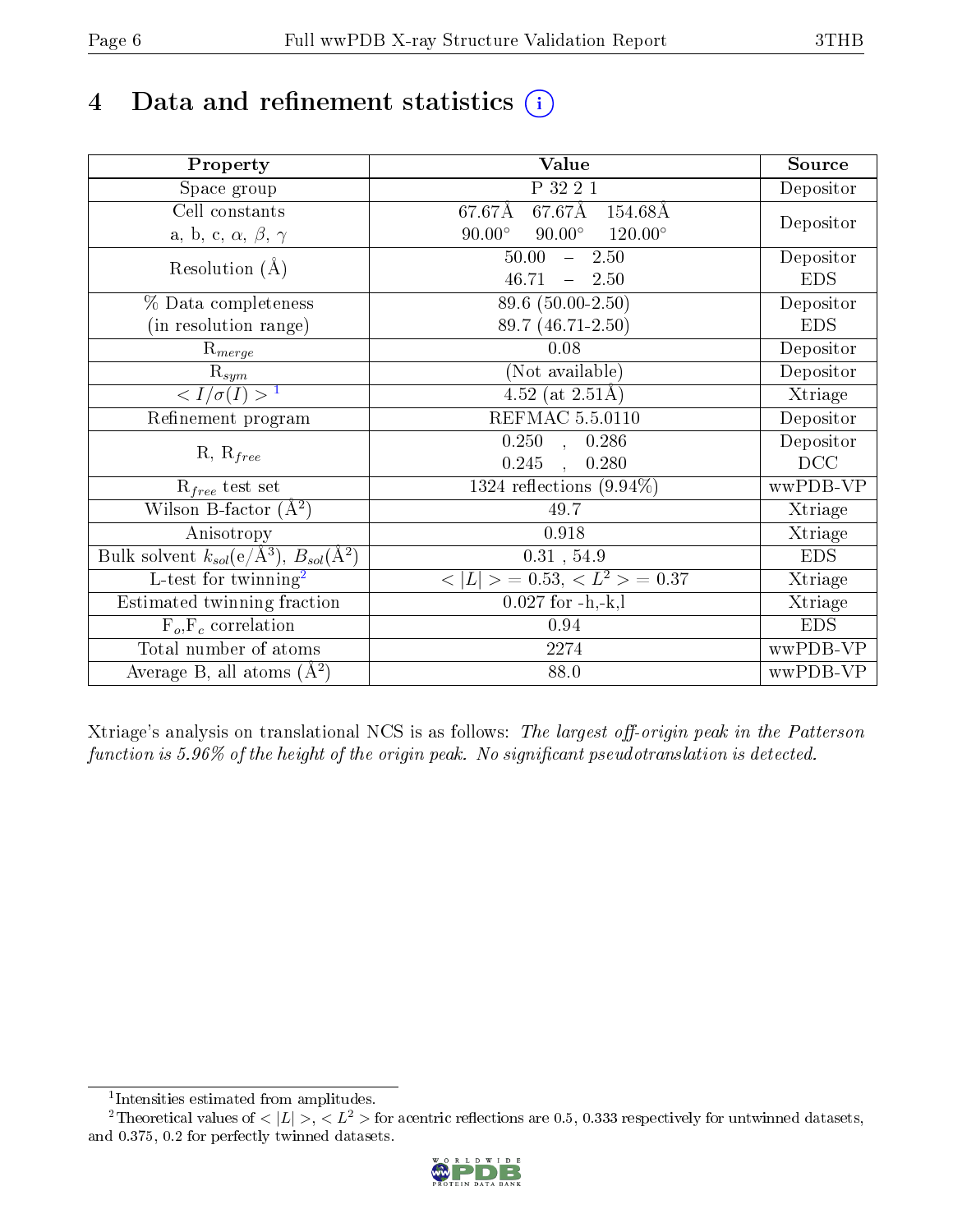# 4 Data and refinement statistics

| Property | Value | Source |
|---|---|---|
| Space group | P 32 2 1 | Depositor |
| Cell constants<br>a, b, c, $\alpha$, $\beta$, $\gamma$ | 67.67Å 67.67Å 154.68Å<br>90.00° 90.00° 120.00° | Depositor |
| Resolution (Å) | 50.00 – 2.50<br>46.71 – 2.50 | Depositor<br>EDS |
| % Data completeness<br>(in resolution range) | 89.6 (50.00-2.50)<br>89.7 (46.71-2.50) | Depositor<br>EDS |
| $R_{merge}$ | 0.08 | Depositor |
| $R_{sym}$ | (Not available) | Depositor |
| $< I/\sigma(I) >$ [1] | 4.52 (at 2.51Å) | Xtriage |
| Refinement program | REFMAC 5.5.0110 | Depositor |
| R, $R_{free}$ | 0.250 , 0.286<br>0.245 , 0.280 | Depositor<br>DCC |
| $R_{free}$ test set | 1324 reflections (9.94%) | wwPDB-VP |
| Wilson B-factor (Å$^2$) | 49.7 | Xtriage |
| Anisotropy | 0.918 | Xtriage |
| Bulk solvent $k_{sol}$(e/Å$^3$), $B_{sol}$(Å$^2$) | 0.31 , 54.9 | EDS |
| L-test for twinning[2] | $< \|L\| > = 0.53$, $< L^2 > = 0.37$ | Xtriage |
| Estimated twinning fraction | 0.027 for -h,-k,l | Xtriage |
| $F_o$,$F_c$ correlation | 0.94 | EDS |
| Total number of atoms | 2274 | wwPDB-VP |
| Average B, all atoms (Å$^2$) | 88.0 | wwPDB-VP |

Xtriage's analysis on translational NCS is as follows: *The largest off-origin peak in the Patterson function is 5.96% of the height of the origin peak. No significant pseudotranslation is detected.*

[1] Intensities estimated from amplitudes.

[2] Theoretical values of $< |L| >$, $< L^2 >$ for acentric reflections are 0.5, 0.333 respectively for untwinned datasets, and 0.375, 0.2 for perfectly twinned datasets.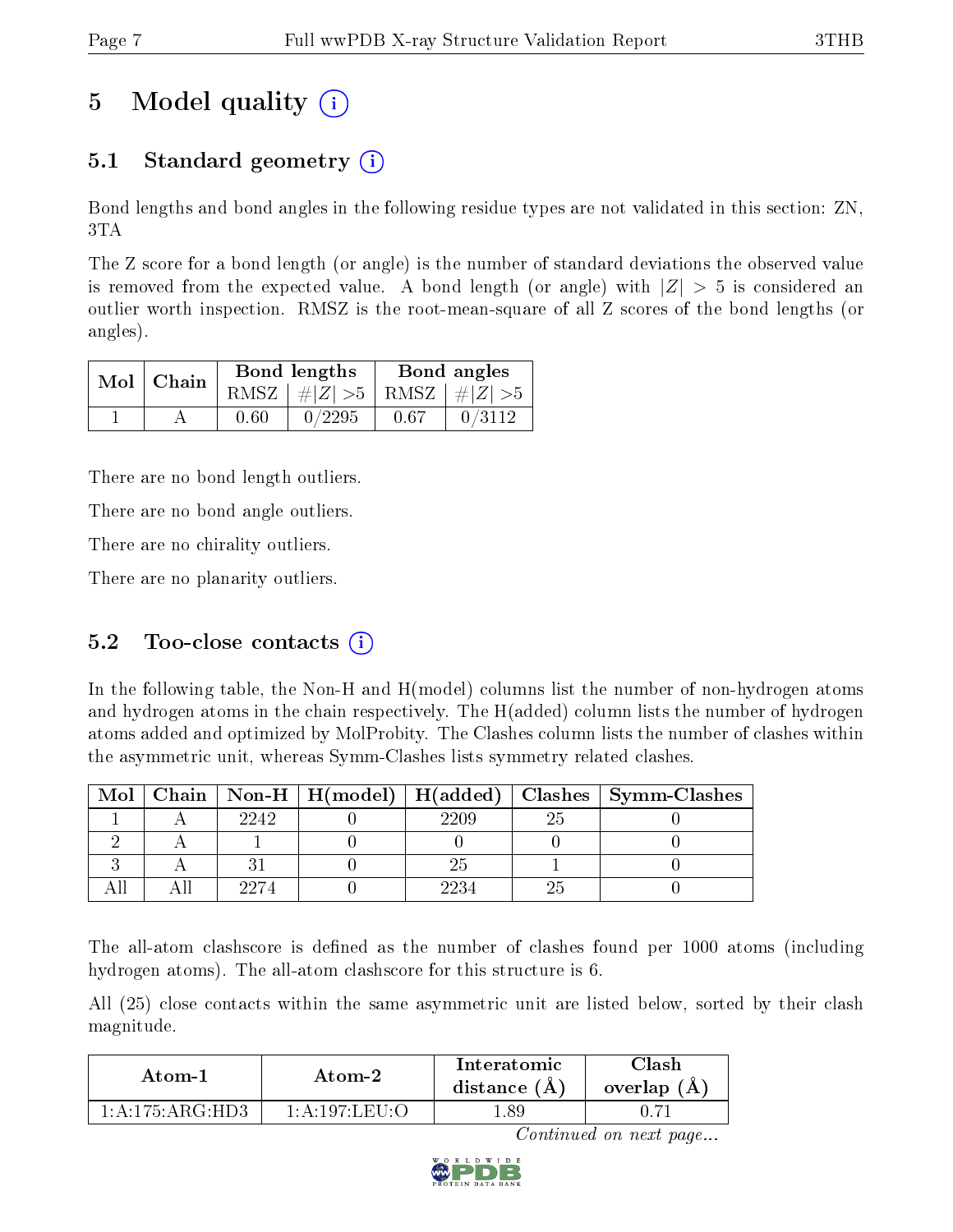# 5 Model quality

## 5.1 Standard geometry

Bond lengths and bond angles in the following residue types are not validated in this section: ZN, 3TA

The Z score for a bond length (or angle) is the number of standard deviations the observed value is removed from the expected value. A bond length (or angle) with $|Z| > 5$ is considered an outlier worth inspection. RMSZ is the root-mean-square of all Z scores of the bond lengths (or angles).

| Mol | Chain | Bond lengths | | Bond angles | |
|---|---|---|---|---|---|
| | | RMSZ | #\|Z\| >5 | RMSZ | #\|Z\| >5 |
| 1 | A | 0.60 | 0/2295 | 0.67 | 0/3112 |

There are no bond length outliers.

There are no bond angle outliers.

There are no chirality outliers.

There are no planarity outliers.

## 5.2 Too-close contacts

In the following table, the Non-H and H(model) columns list the number of non-hydrogen atoms and hydrogen atoms in the chain respectively. The H(added) column lists the number of hydrogen atoms added and optimized by MolProbity. The Clashes column lists the number of clashes within the asymmetric unit, whereas Symm-Clashes lists symmetry related clashes.

| Mol | Chain | Non-H | H(model) | H(added) | Clashes | Symm-Clashes |
|---|---|---|---|---|---|---|
| 1 | A | 2242 | 0 | 2209 | 25 | 0 |
| 2 | A | 1 | 0 | 0 | 0 | 0 |
| 3 | A | 31 | 0 | 25 | 1 | 0 |
| All | All | 2274 | 0 | 2234 | 25 | 0 |

The all-atom clashscore is defined as the number of clashes found per 1000 atoms (including hydrogen atoms). The all-atom clashscore for this structure is 6.

All (25) close contacts within the same asymmetric unit are listed below, sorted by their clash magnitude.

| Atom-1 | Atom-2 | Interatomic distance (Å) | Clash overlap (Å) |
|---|---|---|---|
| 1:A:175:ARG:HD3 | 1:A:197:LEU:O | 1.89 | 0.71 |

*Continued on next page...*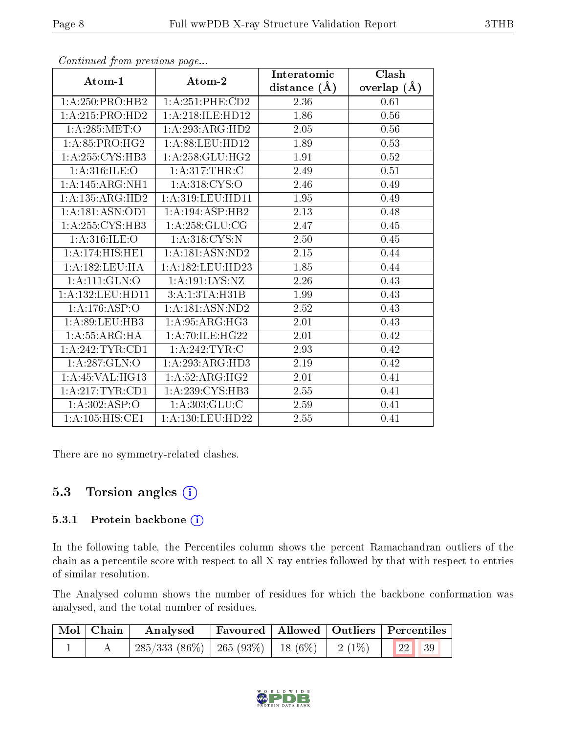*Continued from previous page...*

| Atom-1 | Atom-2 | Interatomic distance (Å) | Clash overlap (Å) |
|---|---|---|---|
| 1:A:250:PRO:HB2 | 1:A:251:PHE:CD2 | 2.36 | 0.61 |
| 1:A:215:PRO:HD2 | 1:A:218:ILE:HD12 | 1.86 | 0.56 |
| 1:A:285:MET:O | 1:A:293:ARG:HD2 | 2.05 | 0.56 |
| 1:A:85:PRO:HG2 | 1:A:88:LEU:HD12 | 1.89 | 0.53 |
| 1:A:255:CYS:HB3 | 1:A:258:GLU:HG2 | 1.91 | 0.52 |
| 1:A:316:ILE:O | 1:A:317:THR:C | 2.49 | 0.51 |
| 1:A:145:ARG:NH1 | 1:A:318:CYS:O | 2.46 | 0.49 |
| 1:A:135:ARG:HD2 | 1:A:319:LEU:HD11 | 1.95 | 0.49 |
| 1:A:181:ASN:OD1 | 1:A:194:ASP:HB2 | 2.13 | 0.48 |
| 1:A:255:CYS:HB3 | 1:A:258:GLU:CG | 2.47 | 0.45 |
| 1:A:316:ILE:O | 1:A:318:CYS:N | 2.50 | 0.45 |
| 1:A:174:HIS:HE1 | 1:A:181:ASN:ND2 | 2.15 | 0.44 |
| 1:A:182:LEU:HA | 1:A:182:LEU:HD23 | 1.85 | 0.44 |
| 1:A:111:GLN:O | 1:A:191:LYS:NZ | 2.26 | 0.43 |
| 1:A:132:LEU:HD11 | 3:A:1:3TA:H31B | 1.99 | 0.43 |
| 1:A:176:ASP:O | 1:A:181:ASN:ND2 | 2.52 | 0.43 |
| 1:A:89:LEU:HB3 | 1:A:95:ARG:HG3 | 2.01 | 0.43 |
| 1:A:55:ARG:HA | 1:A:70:ILE:HG22 | 2.01 | 0.42 |
| 1:A:242:TYR:CD1 | 1:A:242:TYR:C | 2.93 | 0.42 |
| 1:A:287:GLN:O | 1:A:293:ARG:HD3 | 2.19 | 0.42 |
| 1:A:45:VAL:HG13 | 1:A:52:ARG:HG2 | 2.01 | 0.41 |
| 1:A:217:TYR:CD1 | 1:A:239:CYS:HB3 | 2.55 | 0.41 |
| 1:A:302:ASP:O | 1:A:303:GLU:C | 2.59 | 0.41 |
| 1:A:105:HIS:CE1 | 1:A:130:LEU:HD22 | 2.55 | 0.41 |

There are no symmetry-related clashes.

## 5.3 Torsion angles

### 5.3.1 Protein backbone

In the following table, the Percentiles column shows the percent Ramachandran outliers of the chain as a percentile score with respect to all X-ray entries followed by that with respect to entries of similar resolution.

The Analysed column shows the number of residues for which the backbone conformation was analysed, and the total number of residues.

| Mol | Chain | Analysed | Favoured | Allowed | Outliers | Percentiles | |
|---|---|---|---|---|---|---|---|
| 1 | A | 285/333 (86%) | 265 (93%) | 18 (6%) | 2 (1%) | 22 | 39 |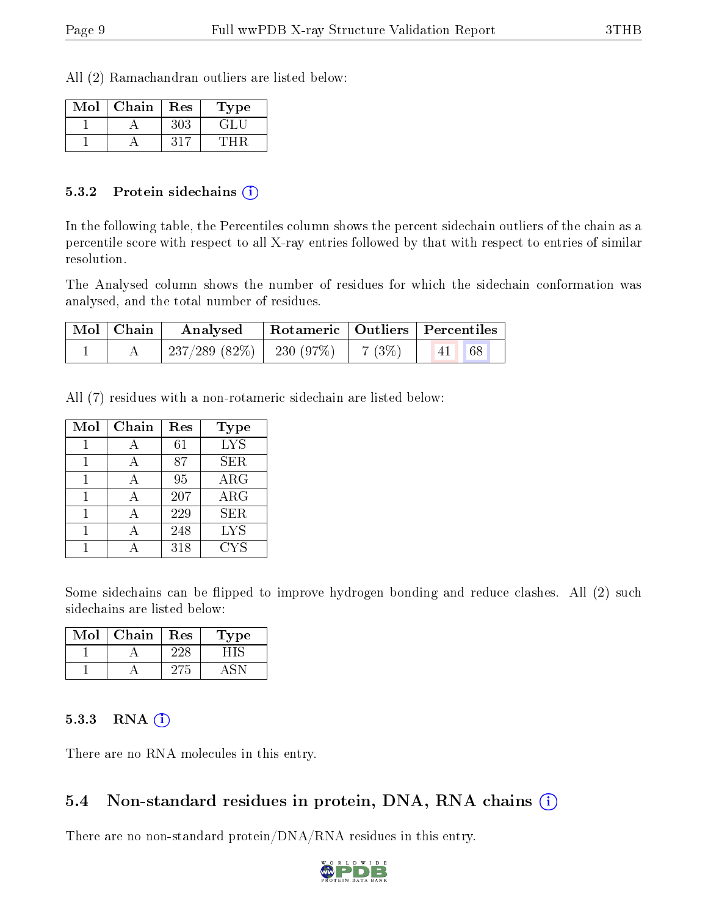All (2) Ramachandran outliers are listed below:

| Mol | Chain | Res | Type |
|---|---|---|---|
| 1 | A | 303 | GLU |
| 1 | A | 317 | THR |

### 5.3.2 Protein sidechains

In the following table, the Percentiles column shows the percent sidechain outliers of the chain as a percentile score with respect to all X-ray entries followed by that with respect to entries of similar resolution.

The Analysed column shows the number of residues for which the sidechain conformation was analysed, and the total number of residues.

| Mol | Chain | Analysed | Rotameric | Outliers | Percentiles |
|---|---|---|---|---|---|
| 1 | A | 237/289 (82%) | 230 (97%) | 7 (3%) | 41 68 |

All (7) residues with a non-rotameric sidechain are listed below:

| Mol | Chain | Res | Type |
|---|---|---|---|
| 1 | A | 61 | LYS |
| 1 | A | 87 | SER |
| 1 | A | 95 | ARG |
| 1 | A | 207 | ARG |
| 1 | A | 229 | SER |
| 1 | A | 248 | LYS |
| 1 | A | 318 | CYS |

Some sidechains can be flipped to improve hydrogen bonding and reduce clashes. All (2) such sidechains are listed below:

| Mol | Chain | Res | Type |
|---|---|---|---|
| 1 | A | 228 | HIS |
| 1 | A | 275 | ASN |

### 5.3.3 RNA

There are no RNA molecules in this entry.

## 5.4 Non-standard residues in protein, DNA, RNA chains

There are no non-standard protein/DNA/RNA residues in this entry.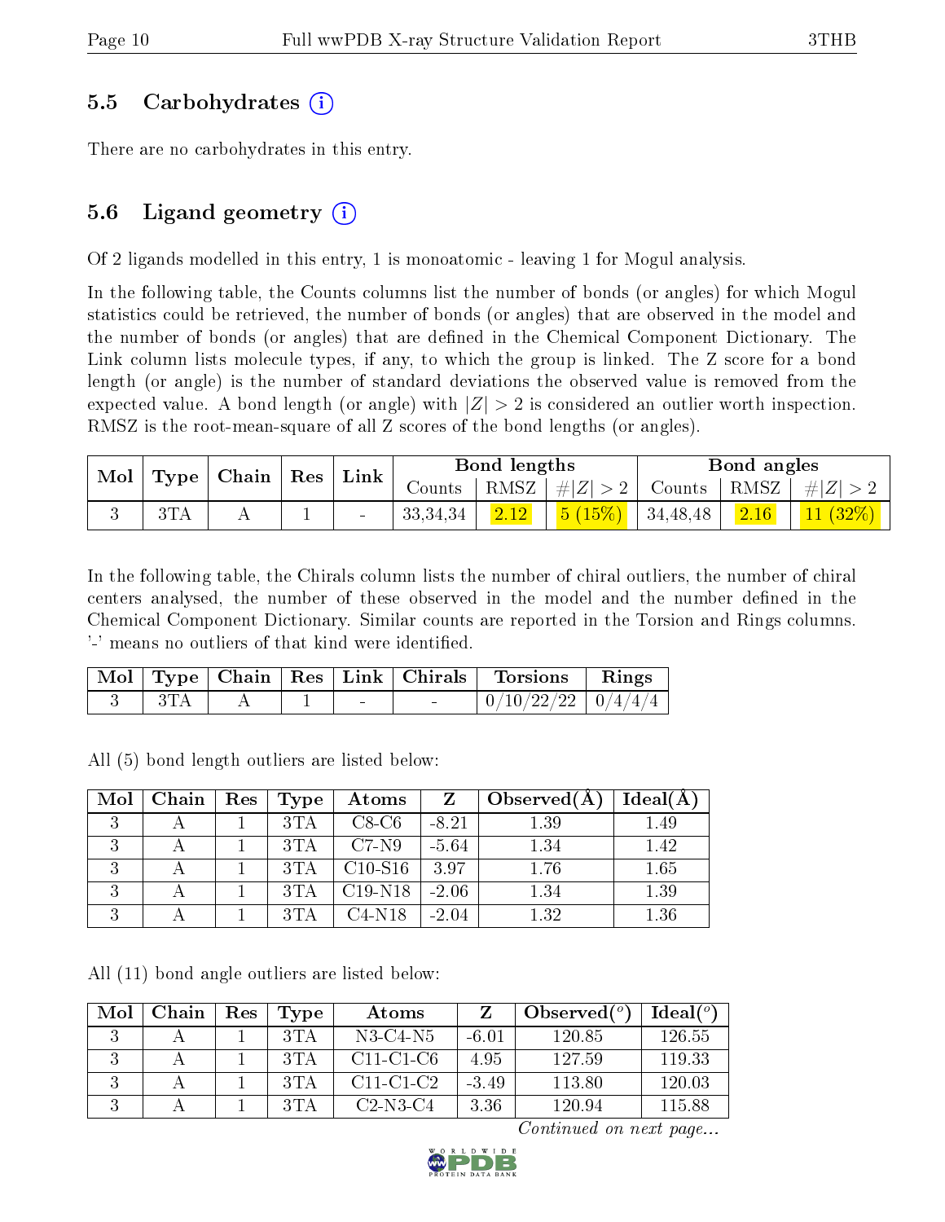### 5.5 Carbohydrates (i)

There are no carbohydrates in this entry.

### 5.6 Ligand geometry (i)

Of 2 ligands modelled in this entry, 1 is monoatomic - leaving 1 for Mogul analysis.

In the following table, the Counts columns list the number of bonds (or angles) for which Mogul statistics could be retrieved, the number of bonds (or angles) that are observed in the model and the number of bonds (or angles) that are defined in the Chemical Component Dictionary. The Link column lists molecule types, if any, to which the group is linked. The Z score for a bond length (or angle) is the number of standard deviations the observed value is removed from the expected value. A bond length (or angle) with $|Z| > 2$ is considered an outlier worth inspection. RMSZ is the root-mean-square of all Z scores of the bond lengths (or angles).

| Mol | Type | Chain | Res | Link | Bond lengths | | | Bond angles | | |
|---|---|---|---|---|---|---|---|---|---|---|
| | | | | | Counts | RMSZ | $\#\|Z\| > 2$ | Counts | RMSZ | $\#\|Z\| > 2$ |
| 3 | 3TA | A | 1 | - | 33,34,34 | 2.12 | 5 (15%) | 34,48,48 | 2.16 | 11 (32%) |

In the following table, the Chirals column lists the number of chiral outliers, the number of chiral centers analysed, the number of these observed in the model and the number defined in the Chemical Component Dictionary. Similar counts are reported in the Torsion and Rings columns. '-' means no outliers of that kind were identified.

| Mol | Type | Chain | Res | Link | Chirals | Torsions | Rings |
|---|---|---|---|---|---|---|---|
| 3 | 3TA | A | 1 | - | - | 0/10/22/22 | 0/4/4/4 |

All (5) bond length outliers are listed below:

| Mol | Chain | Res | Type | Atoms | Z | Observed(Å) | Ideal(Å) |
|---|---|---|---|---|---|---|---|
| 3 | A | 1 | 3TA | C8-C6 | -8.21 | 1.39 | 1.49 |
| 3 | A | 1 | 3TA | C7-N9 | -5.64 | 1.34 | 1.42 |
| 3 | A | 1 | 3TA | C10-S16 | 3.97 | 1.76 | 1.65 |
| 3 | A | 1 | 3TA | C19-N18 | -2.06 | 1.34 | 1.39 |
| 3 | A | 1 | 3TA | C4-N18 | -2.04 | 1.32 | 1.36 |

All (11) bond angle outliers are listed below:

| Mol | Chain | Res | Type | Atoms | Z | Observed($^o$) | Ideal($^o$) |
|---|---|---|---|---|---|---|---|
| 3 | A | 1 | 3TA | N3-C4-N5 | -6.01 | 120.85 | 126.55 |
| 3 | A | 1 | 3TA | C11-C1-C6 | 4.95 | 127.59 | 119.33 |
| 3 | A | 1 | 3TA | C11-C1-C2 | -3.49 | 113.80 | 120.03 |
| 3 | A | 1 | 3TA | C2-N3-C4 | 3.36 | 120.94 | 115.88 |

*Continued on next page...*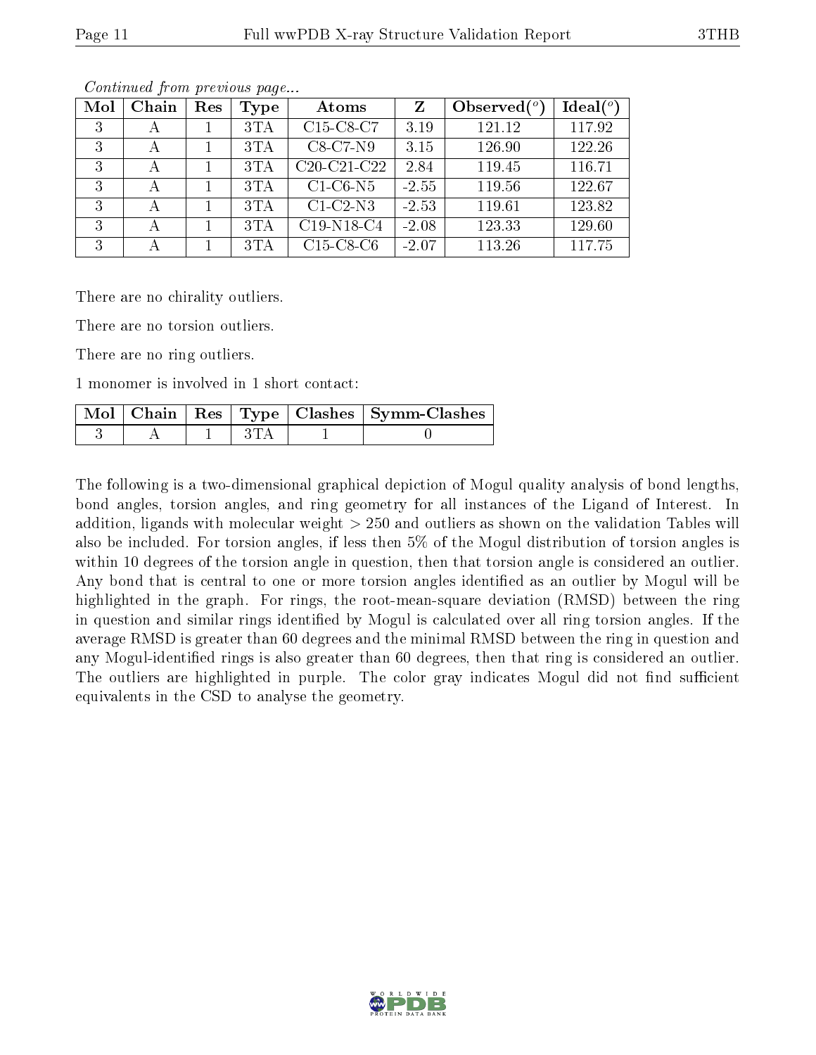*Continued from previous page...*

| Mol | Chain | Res | Type | Atoms | Z | Observed(°) | Ideal(°) |
|---|---|---|---|---|---|---|---|
| 3 | A | 1 | 3TA | C15-C8-C7 | 3.19 | 121.12 | 117.92 |
| 3 | A | 1 | 3TA | C8-C7-N9 | 3.15 | 126.90 | 122.26 |
| 3 | A | 1 | 3TA | C20-C21-C22 | 2.84 | 119.45 | 116.71 |
| 3 | A | 1 | 3TA | C1-C6-N5 | -2.55 | 119.56 | 122.67 |
| 3 | A | 1 | 3TA | C1-C2-N3 | -2.53 | 119.61 | 123.82 |
| 3 | A | 1 | 3TA | C19-N18-C4 | -2.08 | 123.33 | 129.60 |
| 3 | A | 1 | 3TA | C15-C8-C6 | -2.07 | 113.26 | 117.75 |

There are no chirality outliers.

There are no torsion outliers.

There are no ring outliers.

1 monomer is involved in 1 short contact:

| Mol | Chain | Res | Type | Clashes | Symm-Clashes |
|---|---|---|---|---|---|
| 3 | A | 1 | 3TA | 1 | 0 |

The following is a two-dimensional graphical depiction of Mogul quality analysis of bond lengths, bond angles, torsion angles, and ring geometry for all instances of the Ligand of Interest. In addition, ligands with molecular weight > 250 and outliers as shown on the validation Tables will also be included. For torsion angles, if less then 5% of the Mogul distribution of torsion angles is within 10 degrees of the torsion angle in question, then that torsion angle is considered an outlier. Any bond that is central to one or more torsion angles identified as an outlier by Mogul will be highlighted in the graph. For rings, the root-mean-square deviation (RMSD) between the ring in question and similar rings identified by Mogul is calculated over all ring torsion angles. If the average RMSD is greater than 60 degrees and the minimal RMSD between the ring in question and any Mogul-identified rings is also greater than 60 degrees, then that ring is considered an outlier. The outliers are highlighted in purple. The color gray indicates Mogul did not find sufficient equivalents in the CSD to analyse the geometry.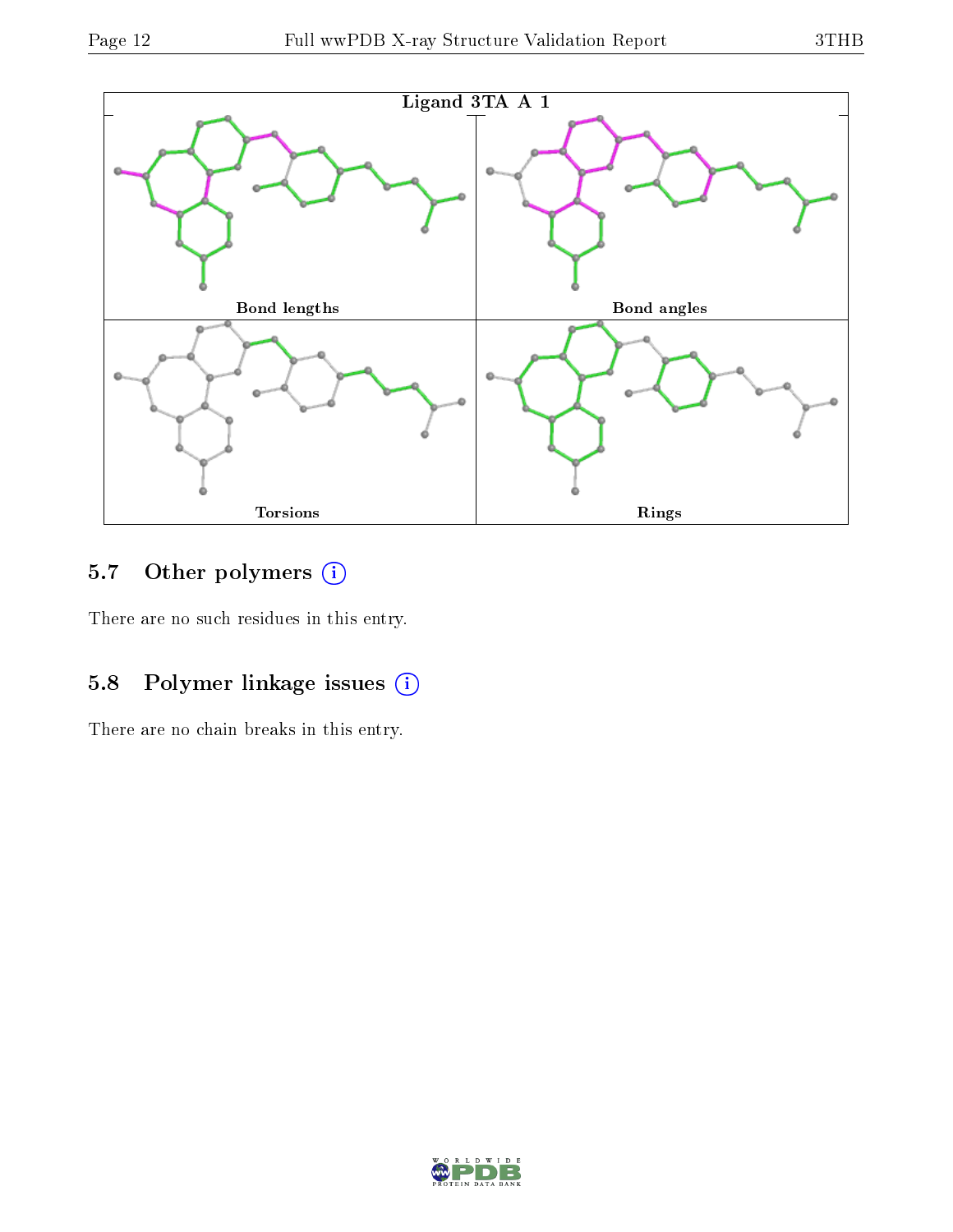Ligand 3TA A 1

| Bond lengths | Bond angles |
| --- | --- |
| Torsions | Rings |

## 5.7 Other polymers (i)

There are no such residues in this entry.

## 5.8 Polymer linkage issues (i)

There are no chain breaks in this entry.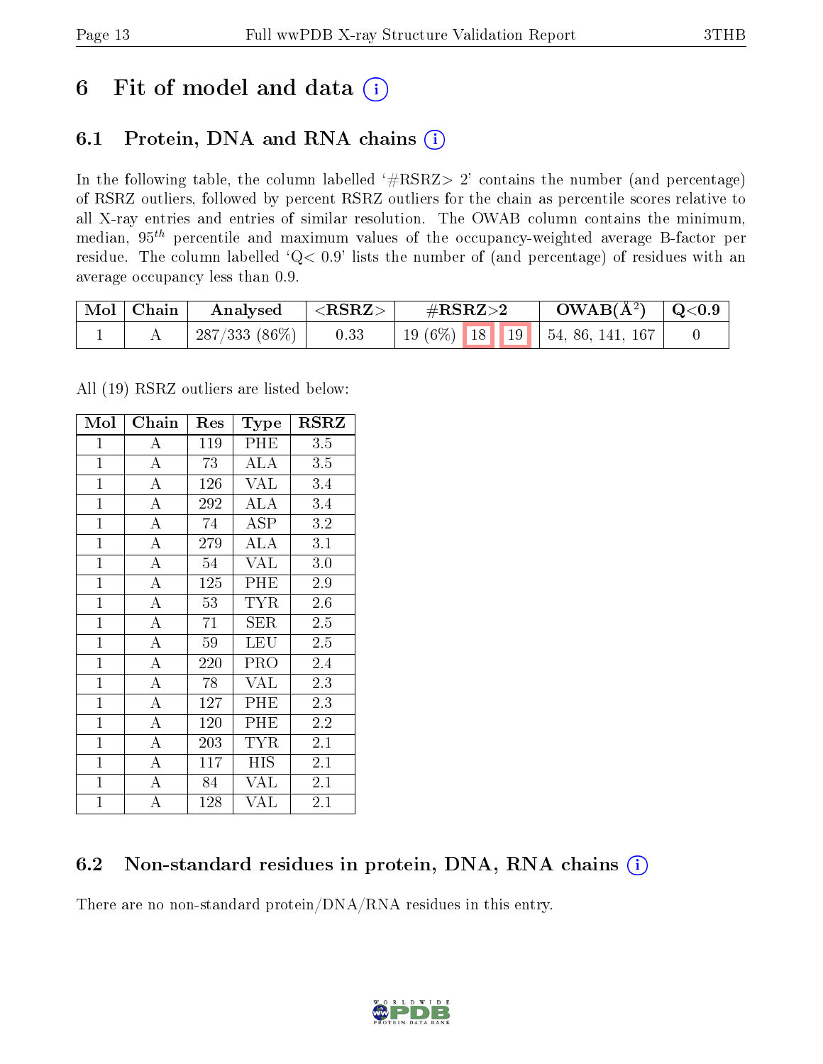# 6 Fit of model and data (i)

## 6.1 Protein, DNA and RNA chains (i)

In the following table, the column labelled '#RSRZ> 2' contains the number (and percentage) of RSRZ outliers, followed by percent RSRZ outliers for the chain as percentile scores relative to all X-ray entries and entries of similar resolution. The OWAB column contains the minimum, median, $95^{th}$ percentile and maximum values of the occupancy-weighted average B-factor per residue. The column labelled 'Q< 0.9' lists the number of (and percentage) of residues with an average occupancy less than 0.9.

| Mol | Chain | Analysed | <RSRZ> | #RSRZ>2 | | | OWAB(Å$^2$) | Q<0.9 |
|---|---|---|---|---|---|---|---|---|
| 1 | A | 287/333 (86%) | 0.33 | 19 (6%) | 18 | 19 | 54, 86, 141, 167 | 0 |

All (19) RSRZ outliers are listed below:

| Mol | Chain | Res | Type | RSRZ |
|---|---|---|---|---|
| 1 | A | 119 | PHE | 3.5 |
| 1 | A | 73 | ALA | 3.5 |
| 1 | A | 126 | VAL | 3.4 |
| 1 | A | 292 | ALA | 3.4 |
| 1 | A | 74 | ASP | 3.2 |
| 1 | A | 279 | ALA | 3.1 |
| 1 | A | 54 | VAL | 3.0 |
| 1 | A | 125 | PHE | 2.9 |
| 1 | A | 53 | TYR | 2.6 |
| 1 | A | 71 | SER | 2.5 |
| 1 | A | 59 | LEU | 2.5 |
| 1 | A | 220 | PRO | 2.4 |
| 1 | A | 78 | VAL | 2.3 |
| 1 | A | 127 | PHE | 2.3 |
| 1 | A | 120 | PHE | 2.2 |
| 1 | A | 203 | TYR | 2.1 |
| 1 | A | 117 | HIS | 2.1 |
| 1 | A | 84 | VAL | 2.1 |
| 1 | A | 128 | VAL | 2.1 |

## 6.2 Non-standard residues in protein, DNA, RNA chains (i)

There are no non-standard protein/DNA/RNA residues in this entry.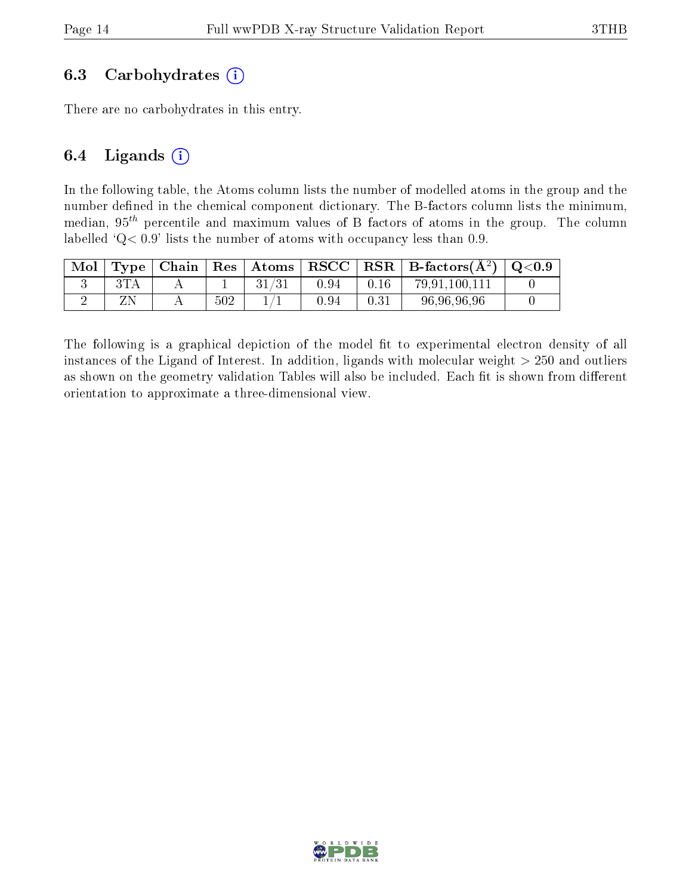### 6.3 Carbohydrates (i)

There are no carbohydrates in this entry.

### 6.4 Ligands (i)

In the following table, the Atoms column lists the number of modelled atoms in the group and the number defined in the chemical component dictionary. The B-factors column lists the minimum, median, $95^{th}$ percentile and maximum values of B factors of atoms in the group. The column labelled 'Q< 0.9' lists the number of atoms with occupancy less than 0.9.

| Mol | Type | Chain | Res | Atoms | RSCC | RSR | B-factors($Å^2$) | Q<0.9 |
|---|---|---|---|---|---|---|---|---|
| 3 | 3TA | A | 1 | 31/31 | 0.94 | 0.16 | 79,91,100,111 | 0 |
| 2 | ZN | A | 502 | 1/1 | 0.94 | 0.31 | 96,96,96,96 | 0 |

The following is a graphical depiction of the model fit to experimental electron density of all instances of the Ligand of Interest. In addition, ligands with molecular weight > 250 and outliers as shown on the geometry validation Tables will also be included. Each fit is shown from different orientation to approximate a three-dimensional view.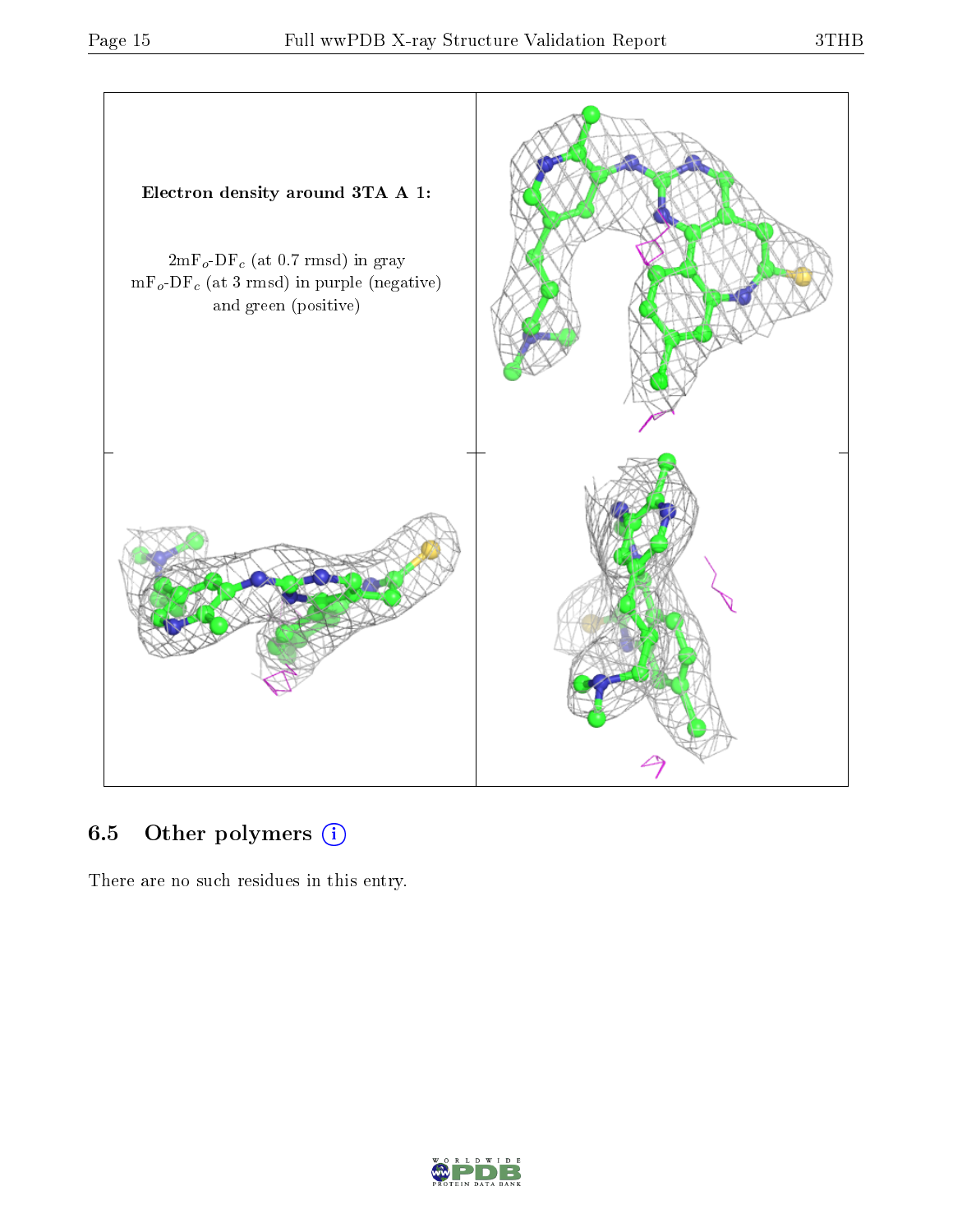**Electron density around 3TA A 1:**

2m$F_o$-D$F_c$ (at 0.7 rmsd) in gray
m$F_o$-D$F_c$ (at 3 rmsd) in purple (negative) and green (positive)

## 6.5 Other polymers

There are no such residues in this entry.